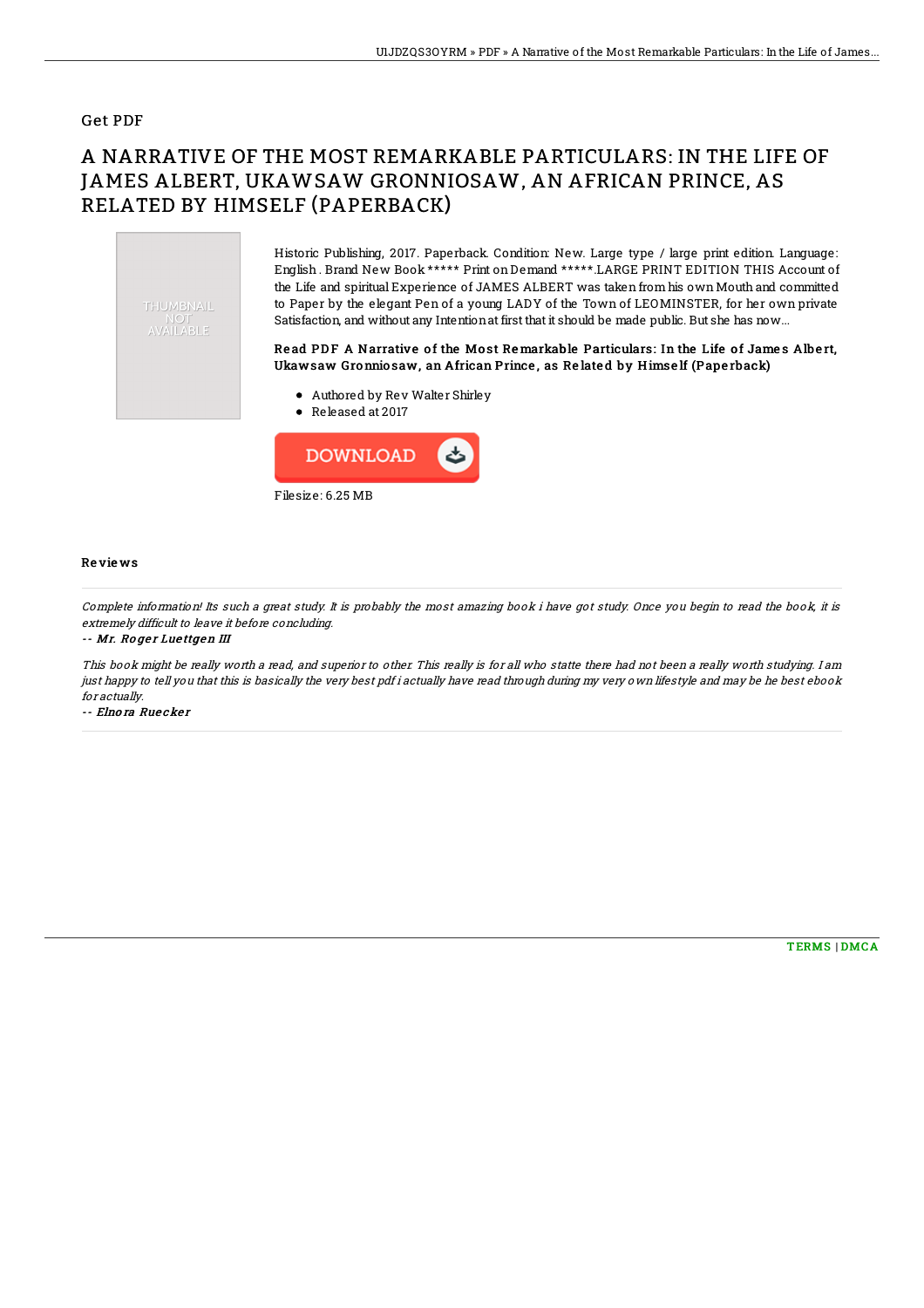## Get PDF

# A NARRATIVE OF THE MOST REMARKABLE PARTICULARS: IN THE LIFE OF JAMES ALBERT, UKAWSAW GRONNIOSAW, AN AFRICAN PRINCE, AS RELATED BY HIMSELF (PAPERBACK)

THUMBNAIL NOT AVAILABLE

Historic Publishing, 2017. Paperback. Condition: New. Large type / large print edition. Language: English . Brand New Book ***** Print on Demand *****.LARGE PRINT EDITION THIS Account of the Life and spiritual Experience of JAMES ALBERT was taken from his own Mouth and committed to Paper by the elegant Pen of a young LADY of the Town of LEOMINSTER, for her own private Satisfaction, and without any Intention at first that it should be made public. But she has now...

**Read PDF A Narrative of the Most Remarkable Particulars: In the Life of James Albert, Ukawsaw Gronniosaw, an African Prince, as Related by Himself (Paperback)**

- Authored by Rev Walter Shirley
- Released at 2017

DOWNLOAD

Filesize: 6.25 MB

### Reviews

*Complete information! Its such a great study. It is probably the most amazing book i have got study. Once you begin to read the book, it is extremely difficult to leave it before concluding.*

-- *Mr. Roger Luettgen III*

*This book might be really worth a read, and superior to other. This really is for all who statte there had not been a really worth studying. I am just happy to tell you that this is basically the very best pdf i actually have read through during my very own lifestyle and may be he best ebook for actually.*

-- *Elnora Ruecker*

TERMS | DMCA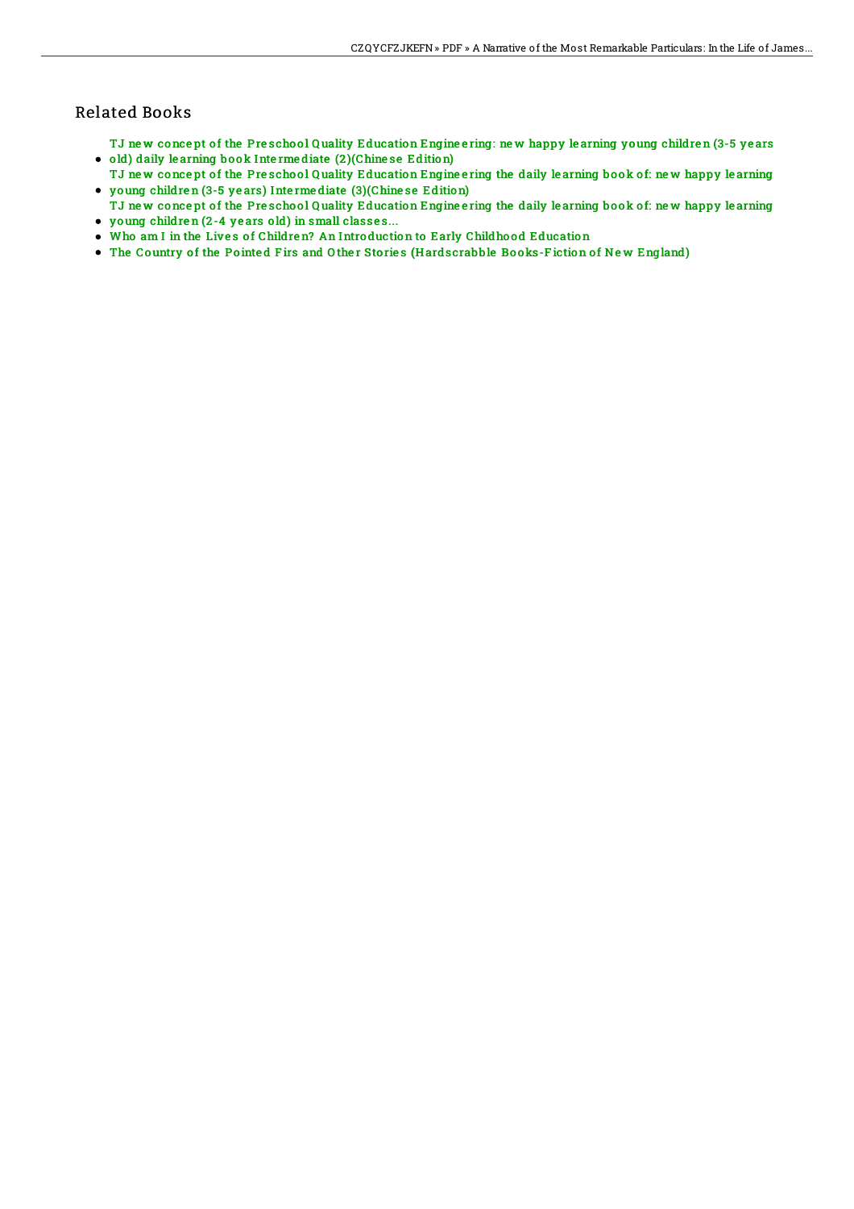## Related Books

- TJ new concept of the Preschool Quality Education Engineering: new happy learning young children (3-5 years old) daily learning book Intermediate (2)(Chinese Edition)
- TJ new concept of the Preschool Quality Education Engineering the daily learning book of: new happy learning young children (3-5 years) Intermediate (3)(Chinese Edition)
- TJ new concept of the Preschool Quality Education Engineering the daily learning book of: new happy learning young children (2-4 years old) in small classes...
- Who am I in the Lives of Children? An Introduction to Early Childhood Education
- The Country of the Pointed Firs and Other Stories (Hardscrabble Books-Fiction of New England)